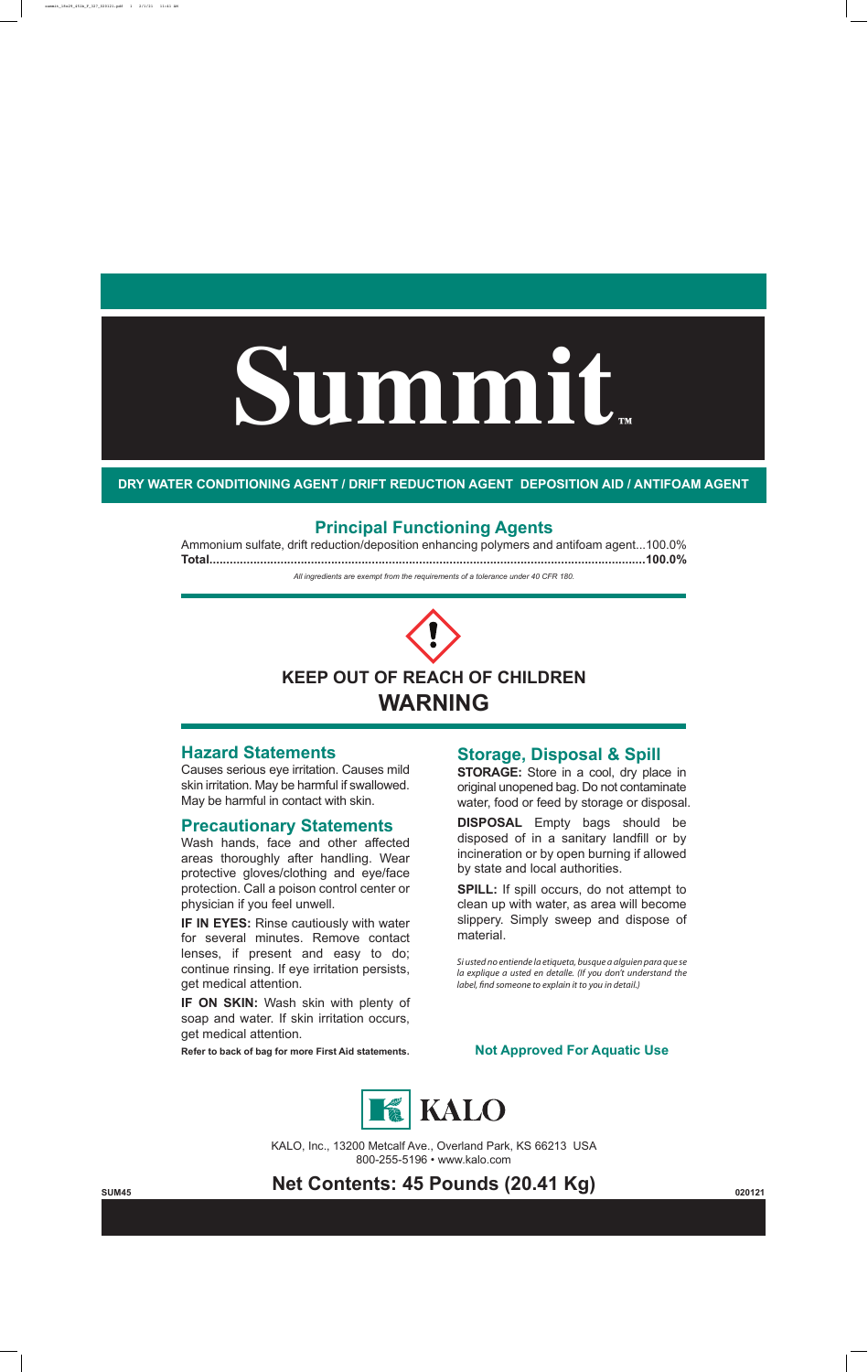# Summit™

**DRY WATER CONDITIONING AGENT / DRIFT REDUCTION AGENT DEPOSITION AID / ANTIFOAM AGENT**

## Principal Functioning Agents

Ammonium sulfate, drift reduction/deposition enhancing polymers and antifoam agent...100.0%
**Total...............................................................................................................100.0%**

*All ingredients are exempt from the requirements of a tolerance under 40 CFR 180.*

**KEEP OUT OF REACH OF CHILDREN**

**WARNING**

### Hazard Statements

Causes serious eye irritation. Causes mild skin irritation. May be harmful if swallowed. May be harmful in contact with skin.

### Precautionary Statements

Wash hands, face and other affected areas thoroughly after handling. Wear protective gloves/clothing and eye/face protection. Call a poison control center or physician if you feel unwell.

**IF IN EYES:** Rinse cautiously with water for several minutes. Remove contact lenses, if present and easy to do; continue rinsing. If eye irritation persists, get medical attention.

**IF ON SKIN:** Wash skin with plenty of soap and water. If skin irritation occurs, get medical attention.

**Refer to back of bag for more First Aid statements.**

### Storage, Disposal & Spill

**STORAGE:** Store in a cool, dry place in original unopened bag. Do not contaminate water, food or feed by storage or disposal.

**DISPOSAL** Empty bags should be disposed of in a sanitary landfill or by incineration or by open burning if allowed by state and local authorities.

**SPILL:** If spill occurs, do not attempt to clean up with water, as area will become slippery. Simply sweep and dispose of material.

*Si usted no entiende la etiqueta, busque a alguien para que se la explique a usted en detalle. (If you don't understand the label, find someone to explain it to you in detail.)*

**Not Approved For Aquatic Use**

KALO

KALO, Inc., 13200 Metcalf Ave., Overland Park, KS 66213 USA
800-255-5196 • www.kalo.com

SUM45

**Net Contents: 45 Pounds (20.41 Kg)**

020121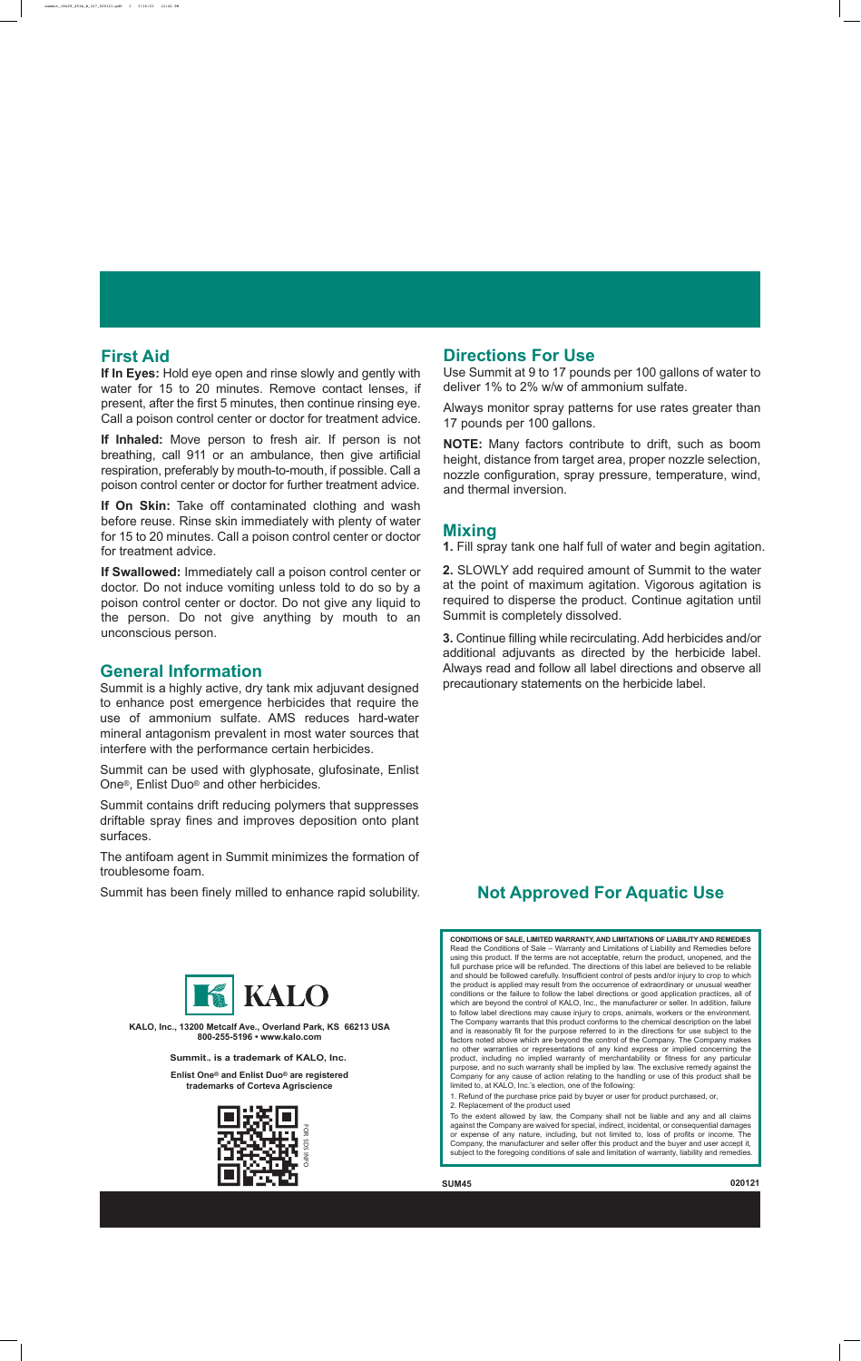## First Aid

**If In Eyes:** Hold eye open and rinse slowly and gently with water for 15 to 20 minutes. Remove contact lenses, if present, after the first 5 minutes, then continue rinsing eye. Call a poison control center or doctor for treatment advice.

**If Inhaled:** Move person to fresh air. If person is not breathing, call 911 or an ambulance, then give artificial respiration, preferably by mouth-to-mouth, if possible. Call a poison control center or doctor for further treatment advice.

**If On Skin:** Take off contaminated clothing and wash before reuse. Rinse skin immediately with plenty of water for 15 to 20 minutes. Call a poison control center or doctor for treatment advice.

**If Swallowed:** Immediately call a poison control center or doctor. Do not induce vomiting unless told to do so by a poison control center or doctor. Do not give any liquid to the person. Do not give anything by mouth to an unconscious person.

## General Information

Summit is a highly active, dry tank mix adjuvant designed to enhance post emergence herbicides that require the use of ammonium sulfate. AMS reduces hard-water mineral antagonism prevalent in most water sources that interfere with the performance certain herbicides.

Summit can be used with glyphosate, glufosinate, Enlist One®, Enlist Duo® and other herbicides.

Summit contains drift reducing polymers that suppresses driftable spray fines and improves deposition onto plant surfaces.

The antifoam agent in Summit minimizes the formation of troublesome foam.

Summit has been finely milled to enhance rapid solubility.

## Directions For Use

Use Summit at 9 to 17 pounds per 100 gallons of water to deliver 1% to 2% w/w of ammonium sulfate.

Always monitor spray patterns for use rates greater than 17 pounds per 100 gallons.

**NOTE:** Many factors contribute to drift, such as boom height, distance from target area, proper nozzle selection, nozzle configuration, spray pressure, temperature, wind, and thermal inversion.

## Mixing

**1.** Fill spray tank one half full of water and begin agitation.

**2.** SLOWLY add required amount of Summit to the water at the point of maximum agitation. Vigorous agitation is required to disperse the product. Continue agitation until Summit is completely dissolved.

**3.** Continue filling while recirculating. Add herbicides and/or additional adjuvants as directed by the herbicide label. Always read and follow all label directions and observe all precautionary statements on the herbicide label.

## Not Approved For Aquatic Use

KALO

**KALO, Inc., 13200 Metcalf Ave., Overland Park, KS 66213 USA**
**800-255-5196 • www.kalo.com**

**Summit, is a trademark of KALO, Inc.**

**Enlist One® and Enlist Duo® are registered trademarks of Corteva Agriscience**

FOR SDS INFO

**CONDITIONS OF SALE, LIMITED WARRANTY, AND LIMITATIONS OF LIABILITY AND REMEDIES**
Read the Conditions of Sale – Warranty and Limitations of Liability and Remedies before using this product. If the terms are not acceptable, return the product, unopened, and the full purchase price will be refunded. The directions of this label are believed to be reliable and should be followed carefully. Insufficient control of pests and/or injury to crop to which the product is applied may result from the occurrence of extraordinary or unusual weather conditions or the failure to follow the label directions or good application practices, all of which are beyond the control of KALO, Inc., the manufacturer or seller. In addition, failure to follow label directions may cause injury to crops, animals, workers or the environment. The Company warrants that this product conforms to the chemical description on the label and is reasonably fit for the purpose referred to in the directions for use subject to the factors noted above which are beyond the control of the Company. The Company makes no other warranties or representations of any kind express or implied concerning the product, including no implied warranty of merchantability or fitness for any particular purpose, and no such warranty shall be implied by law. The exclusive remedy against the Company for any cause of action relating to the handling or use of this product shall be limited to, at KALO, Inc.'s election, one of the following:

1. Refund of the purchase price paid by buyer or user for product purchased, or,
2. Replacement of the product used

To the extent allowed by law, the Company shall not be liable and any and all claims against the Company are waived for special, indirect, incidental, or consequential damages or expense of any nature, including, but not limited to, loss of profits or income. The Company, the manufacturer and seller offer this product and the buyer and user accept it, subject to the foregoing conditions of sale and limitation of warranty, liability and remedies.

**SUM45** **020121**